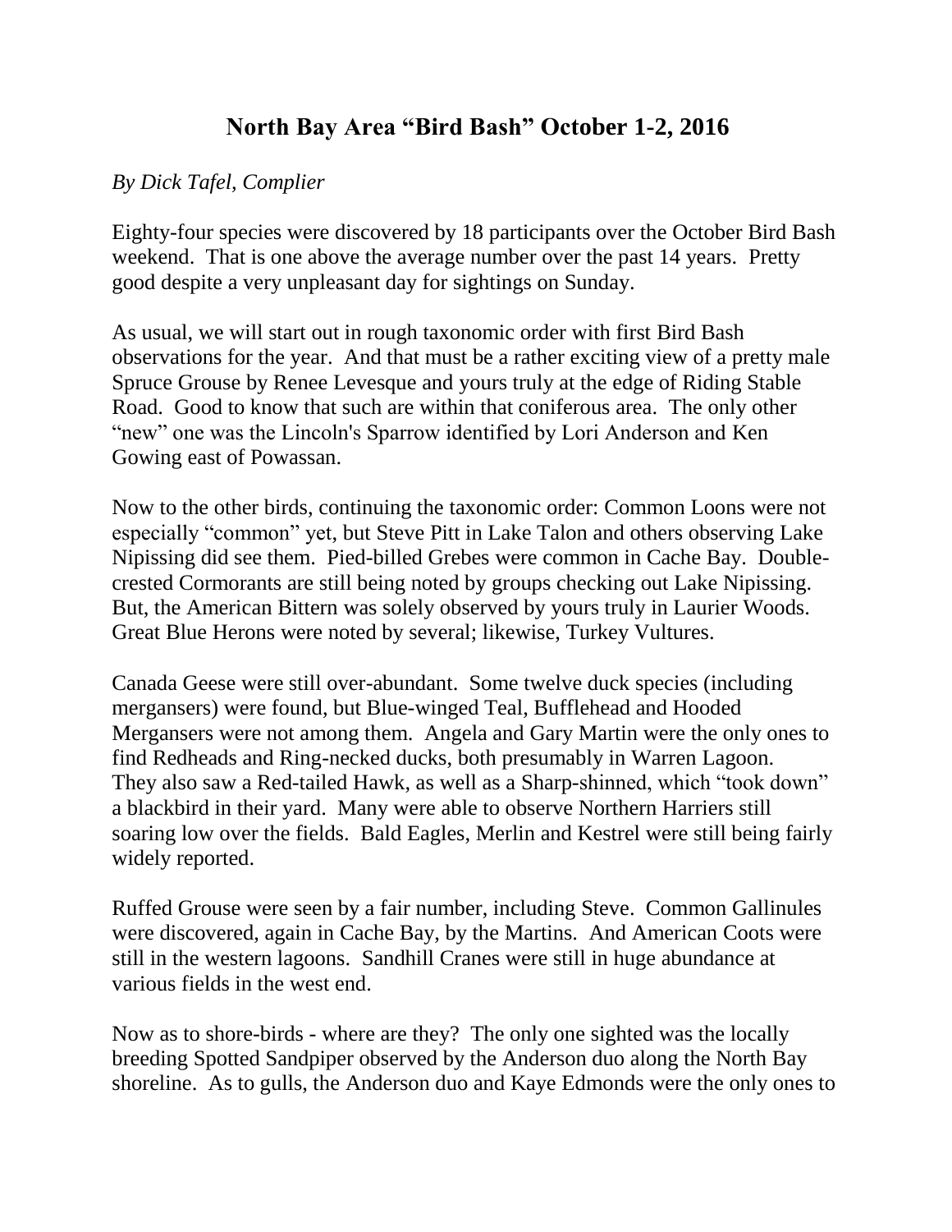# North Bay Area "Bird Bash" October 1-2, 2016

*By Dick Tafel, Complier*

Eighty-four species were discovered by 18 participants over the October Bird Bash weekend. That is one above the average number over the past 14 years. Pretty good despite a very unpleasant day for sightings on Sunday.

As usual, we will start out in rough taxonomic order with first Bird Bash observations for the year. And that must be a rather exciting view of a pretty male Spruce Grouse by Renee Levesque and yours truly at the edge of Riding Stable Road. Good to know that such are within that coniferous area. The only other "new" one was the Lincoln's Sparrow identified by Lori Anderson and Ken Gowing east of Powassan.

Now to the other birds, continuing the taxonomic order: Common Loons were not especially "common" yet, but Steve Pitt in Lake Talon and others observing Lake Nipissing did see them. Pied-billed Grebes were common in Cache Bay. Double-crested Cormorants are still being noted by groups checking out Lake Nipissing. But, the American Bittern was solely observed by yours truly in Laurier Woods. Great Blue Herons were noted by several; likewise, Turkey Vultures.

Canada Geese were still over-abundant. Some twelve duck species (including mergansers) were found, but Blue-winged Teal, Bufflehead and Hooded Mergansers were not among them. Angela and Gary Martin were the only ones to find Redheads and Ring-necked ducks, both presumably in Warren Lagoon. They also saw a Red-tailed Hawk, as well as a Sharp-shinned, which "took down" a blackbird in their yard. Many were able to observe Northern Harriers still soaring low over the fields. Bald Eagles, Merlin and Kestrel were still being fairly widely reported.

Ruffed Grouse were seen by a fair number, including Steve. Common Gallinules were discovered, again in Cache Bay, by the Martins. And American Coots were still in the western lagoons. Sandhill Cranes were still in huge abundance at various fields in the west end.

Now as to shore-birds - where are they? The only one sighted was the locally breeding Spotted Sandpiper observed by the Anderson duo along the North Bay shoreline. As to gulls, the Anderson duo and Kaye Edmonds were the only ones to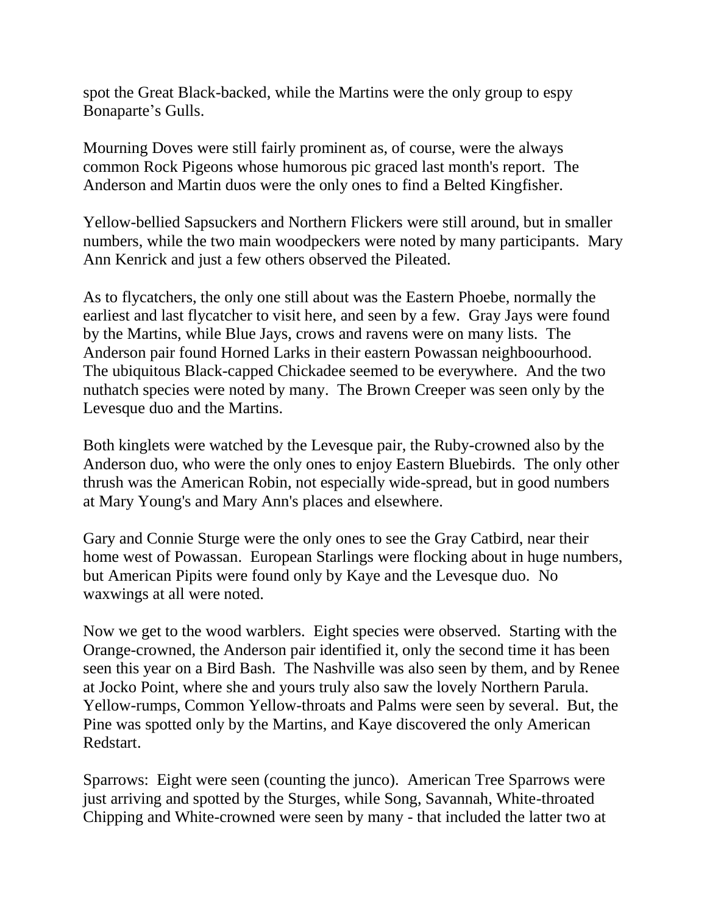spot the Great Black-backed, while the Martins were the only group to espy Bonaparte's Gulls.

Mourning Doves were still fairly prominent as, of course, were the always common Rock Pigeons whose humorous pic graced last month's report. The Anderson and Martin duos were the only ones to find a Belted Kingfisher.

Yellow-bellied Sapsuckers and Northern Flickers were still around, but in smaller numbers, while the two main woodpeckers were noted by many participants. Mary Ann Kenrick and just a few others observed the Pileated.

As to flycatchers, the only one still about was the Eastern Phoebe, normally the earliest and last flycatcher to visit here, and seen by a few. Gray Jays were found by the Martins, while Blue Jays, crows and ravens were on many lists. The Anderson pair found Horned Larks in their eastern Powassan neighboourhood. The ubiquitous Black-capped Chickadee seemed to be everywhere. And the two nuthatch species were noted by many. The Brown Creeper was seen only by the Levesque duo and the Martins.

Both kinglets were watched by the Levesque pair, the Ruby-crowned also by the Anderson duo, who were the only ones to enjoy Eastern Bluebirds. The only other thrush was the American Robin, not especially wide-spread, but in good numbers at Mary Young's and Mary Ann's places and elsewhere.

Gary and Connie Sturge were the only ones to see the Gray Catbird, near their home west of Powassan. European Starlings were flocking about in huge numbers, but American Pipits were found only by Kaye and the Levesque duo. No waxwings at all were noted.

Now we get to the wood warblers. Eight species were observed. Starting with the Orange-crowned, the Anderson pair identified it, only the second time it has been seen this year on a Bird Bash. The Nashville was also seen by them, and by Renee at Jocko Point, where she and yours truly also saw the lovely Northern Parula. Yellow-rumps, Common Yellow-throats and Palms were seen by several. But, the Pine was spotted only by the Martins, and Kaye discovered the only American Redstart.

Sparrows: Eight were seen (counting the junco). American Tree Sparrows were just arriving and spotted by the Sturges, while Song, Savannah, White-throated Chipping and White-crowned were seen by many - that included the latter two at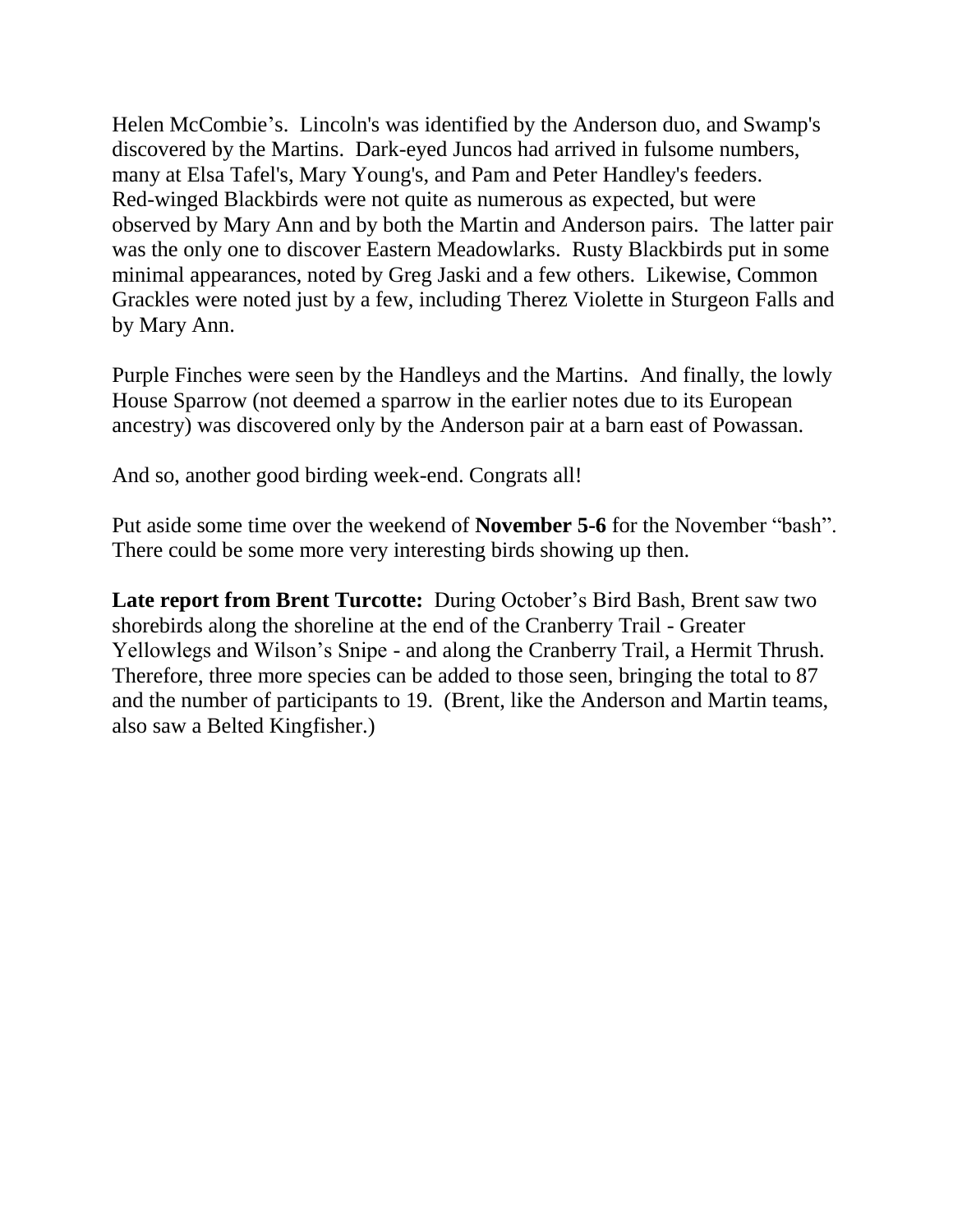Helen McCombie's. Lincoln's was identified by the Anderson duo, and Swamp's discovered by the Martins. Dark-eyed Juncos had arrived in fulsome numbers, many at Elsa Tafel's, Mary Young's, and Pam and Peter Handley's feeders. Red-winged Blackbirds were not quite as numerous as expected, but were observed by Mary Ann and by both the Martin and Anderson pairs. The latter pair was the only one to discover Eastern Meadowlarks. Rusty Blackbirds put in some minimal appearances, noted by Greg Jaski and a few others. Likewise, Common Grackles were noted just by a few, including Therez Violette in Sturgeon Falls and by Mary Ann.

Purple Finches were seen by the Handleys and the Martins. And finally, the lowly House Sparrow (not deemed a sparrow in the earlier notes due to its European ancestry) was discovered only by the Anderson pair at a barn east of Powassan.

And so, another good birding week-end. Congrats all!

Put aside some time over the weekend of **November 5-6** for the November "bash". There could be some more very interesting birds showing up then.

**Late report from Brent Turcotte:** During October's Bird Bash, Brent saw two shorebirds along the shoreline at the end of the Cranberry Trail - Greater Yellowlegs and Wilson's Snipe - and along the Cranberry Trail, a Hermit Thrush. Therefore, three more species can be added to those seen, bringing the total to 87 and the number of participants to 19. (Brent, like the Anderson and Martin teams, also saw a Belted Kingfisher.)